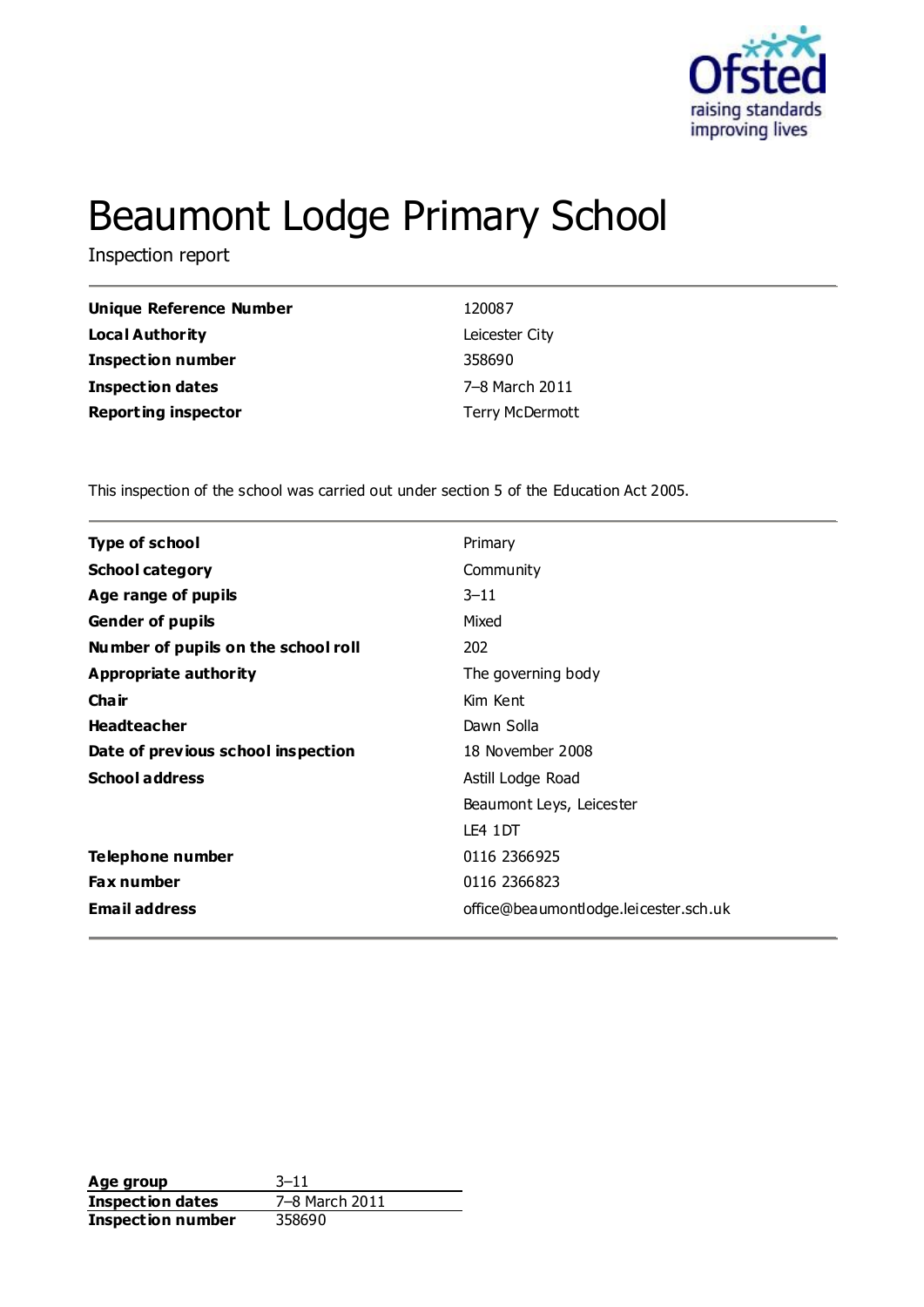# Beaumont Lodge Primary School

Inspection report

| | |
|---|---|
| **Unique Reference Number** | 120087 |
| **Local Authority** | Leicester City |
| **Inspection number** | 358690 |
| **Inspection dates** | 7–8 March 2011 |
| **Reporting inspector** | Terry McDermott |

This inspection of the school was carried out under section 5 of the Education Act 2005.

| | |
|---|---|
| **Type of school** | Primary |
| **School category** | Community |
| **Age range of pupils** | 3–11 |
| **Gender of pupils** | Mixed |
| **Number of pupils on the school roll** | 202 |
| **Appropriate authority** | The governing body |
| **Chair** | Kim Kent |
| **Headteacher** | Dawn Solla |
| **Date of previous school inspection** | 18 November 2008 |
| **School address** | Astill Lodge Road<br>Beaumont Leys, Leicester<br>LE4 1DT |
| **Telephone number** | 0116 2366925 |
| **Fax number** | 0116 2366823 |
| **Email address** | office@beaumontlodge.leicester.sch.uk |

| | |
|---|---|
| **Age group** | 3–11 |
| **Inspection dates** | 7–8 March 2011 |
| **Inspection number** | 358690 |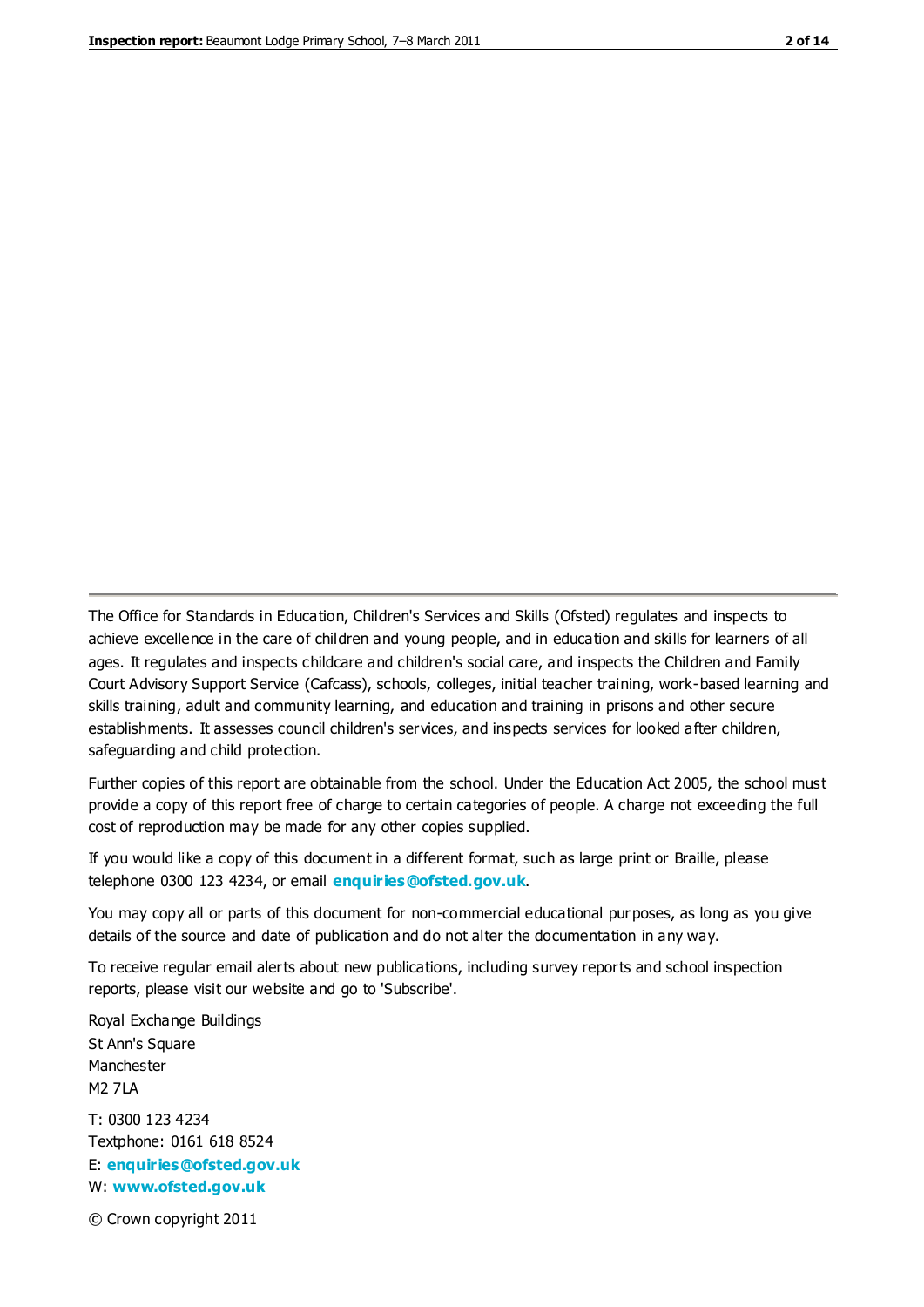The Office for Standards in Education, Children's Services and Skills (Ofsted) regulates and inspects to achieve excellence in the care of children and young people, and in education and skills for learners of all ages. It regulates and inspects childcare and children's social care, and inspects the Children and Family Court Advisory Support Service (Cafcass), schools, colleges, initial teacher training, work-based learning and skills training, adult and community learning, and education and training in prisons and other secure establishments. It assesses council children's services, and inspects services for looked after children, safeguarding and child protection.

Further copies of this report are obtainable from the school. Under the Education Act 2005, the school must provide a copy of this report free of charge to certain categories of people. A charge not exceeding the full cost of reproduction may be made for any other copies supplied.

If you would like a copy of this document in a different format, such as large print or Braille, please telephone 0300 123 4234, or email **enquiries@ofsted.gov.uk**.

You may copy all or parts of this document for non-commercial educational purposes, as long as you give details of the source and date of publication and do not alter the documentation in any way.

To receive regular email alerts about new publications, including survey reports and school inspection reports, please visit our website and go to 'Subscribe'.

Royal Exchange Buildings
St Ann's Square
Manchester
M2 7LA

T: 0300 123 4234
Textphone: 0161 618 8524
E: **enquiries@ofsted.gov.uk**
W: **www.ofsted.gov.uk**

© Crown copyright 2011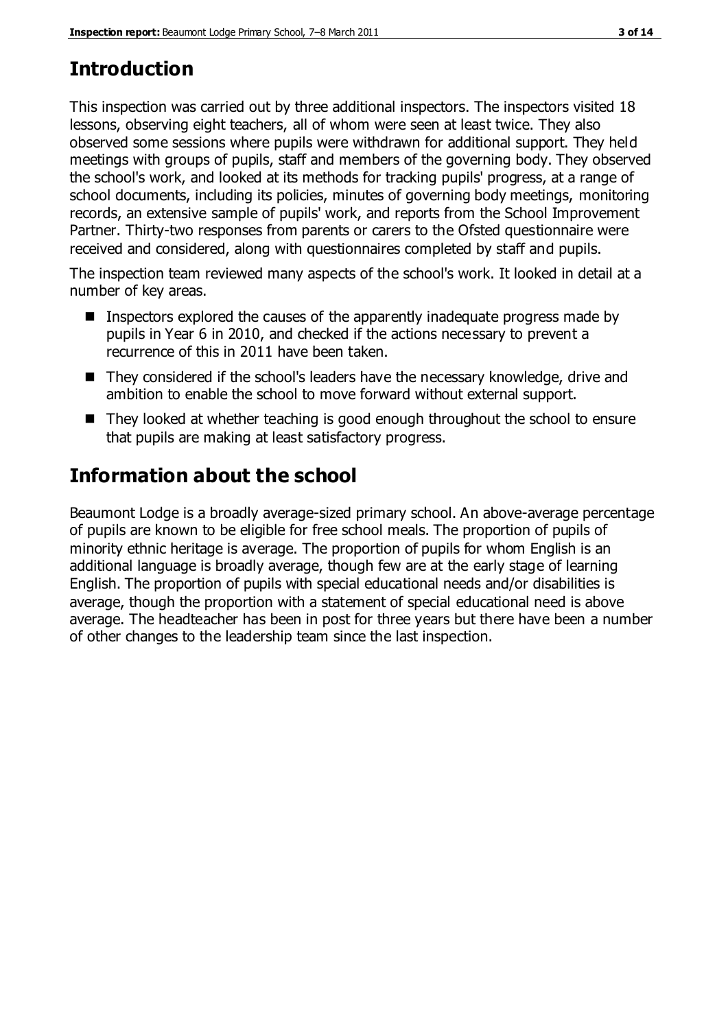## Introduction

This inspection was carried out by three additional inspectors. The inspectors visited 18 lessons, observing eight teachers, all of whom were seen at least twice. They also observed some sessions where pupils were withdrawn for additional support. They held meetings with groups of pupils, staff and members of the governing body. They observed the school's work, and looked at its methods for tracking pupils' progress, at a range of school documents, including its policies, minutes of governing body meetings, monitoring records, an extensive sample of pupils' work, and reports from the School Improvement Partner. Thirty-two responses from parents or carers to the Ofsted questionnaire were received and considered, along with questionnaires completed by staff and pupils.

The inspection team reviewed many aspects of the school's work. It looked in detail at a number of key areas.

- Inspectors explored the causes of the apparently inadequate progress made by pupils in Year 6 in 2010, and checked if the actions necessary to prevent a recurrence of this in 2011 have been taken.
- They considered if the school's leaders have the necessary knowledge, drive and ambition to enable the school to move forward without external support.
- They looked at whether teaching is good enough throughout the school to ensure that pupils are making at least satisfactory progress.

## Information about the school

Beaumont Lodge is a broadly average-sized primary school. An above-average percentage of pupils are known to be eligible for free school meals. The proportion of pupils of minority ethnic heritage is average. The proportion of pupils for whom English is an additional language is broadly average, though few are at the early stage of learning English. The proportion of pupils with special educational needs and/or disabilities is average, though the proportion with a statement of special educational need is above average. The headteacher has been in post for three years but there have been a number of other changes to the leadership team since the last inspection.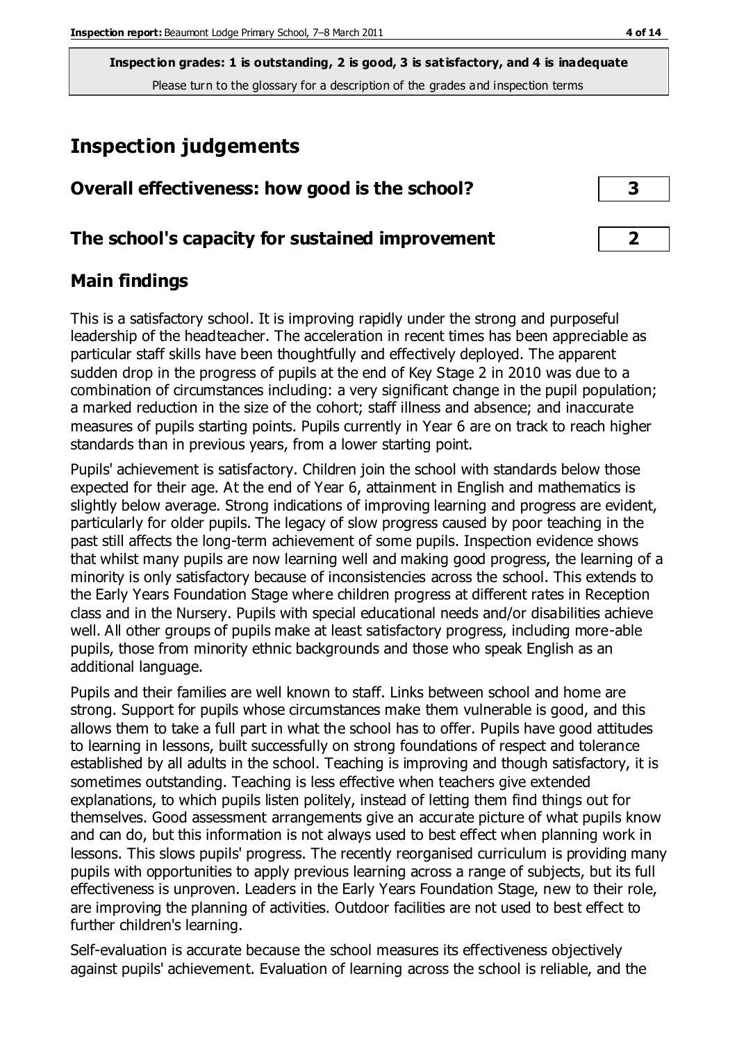**Inspection grades: 1 is outstanding, 2 is good, 3 is satisfactory, and 4 is inadequate**
Please turn to the glossary for a description of the grades and inspection terms

# Inspection judgements

## Overall effectiveness: how good is the school? 3

## The school's capacity for sustained improvement 2

## Main findings

This is a satisfactory school. It is improving rapidly under the strong and purposeful leadership of the headteacher. The acceleration in recent times has been appreciable as particular staff skills have been thoughtfully and effectively deployed. The apparent sudden drop in the progress of pupils at the end of Key Stage 2 in 2010 was due to a combination of circumstances including: a very significant change in the pupil population; a marked reduction in the size of the cohort; staff illness and absence; and inaccurate measures of pupils starting points. Pupils currently in Year 6 are on track to reach higher standards than in previous years, from a lower starting point.

Pupils' achievement is satisfactory. Children join the school with standards below those expected for their age. At the end of Year 6, attainment in English and mathematics is slightly below average. Strong indications of improving learning and progress are evident, particularly for older pupils. The legacy of slow progress caused by poor teaching in the past still affects the long-term achievement of some pupils. Inspection evidence shows that whilst many pupils are now learning well and making good progress, the learning of a minority is only satisfactory because of inconsistencies across the school. This extends to the Early Years Foundation Stage where children progress at different rates in Reception class and in the Nursery. Pupils with special educational needs and/or disabilities achieve well. All other groups of pupils make at least satisfactory progress, including more-able pupils, those from minority ethnic backgrounds and those who speak English as an additional language.

Pupils and their families are well known to staff. Links between school and home are strong. Support for pupils whose circumstances make them vulnerable is good, and this allows them to take a full part in what the school has to offer. Pupils have good attitudes to learning in lessons, built successfully on strong foundations of respect and tolerance established by all adults in the school. Teaching is improving and though satisfactory, it is sometimes outstanding. Teaching is less effective when teachers give extended explanations, to which pupils listen politely, instead of letting them find things out for themselves. Good assessment arrangements give an accurate picture of what pupils know and can do, but this information is not always used to best effect when planning work in lessons. This slows pupils' progress. The recently reorganised curriculum is providing many pupils with opportunities to apply previous learning across a range of subjects, but its full effectiveness is unproven. Leaders in the Early Years Foundation Stage, new to their role, are improving the planning of activities. Outdoor facilities are not used to best effect to further children's learning.

Self-evaluation is accurate because the school measures its effectiveness objectively against pupils' achievement. Evaluation of learning across the school is reliable, and the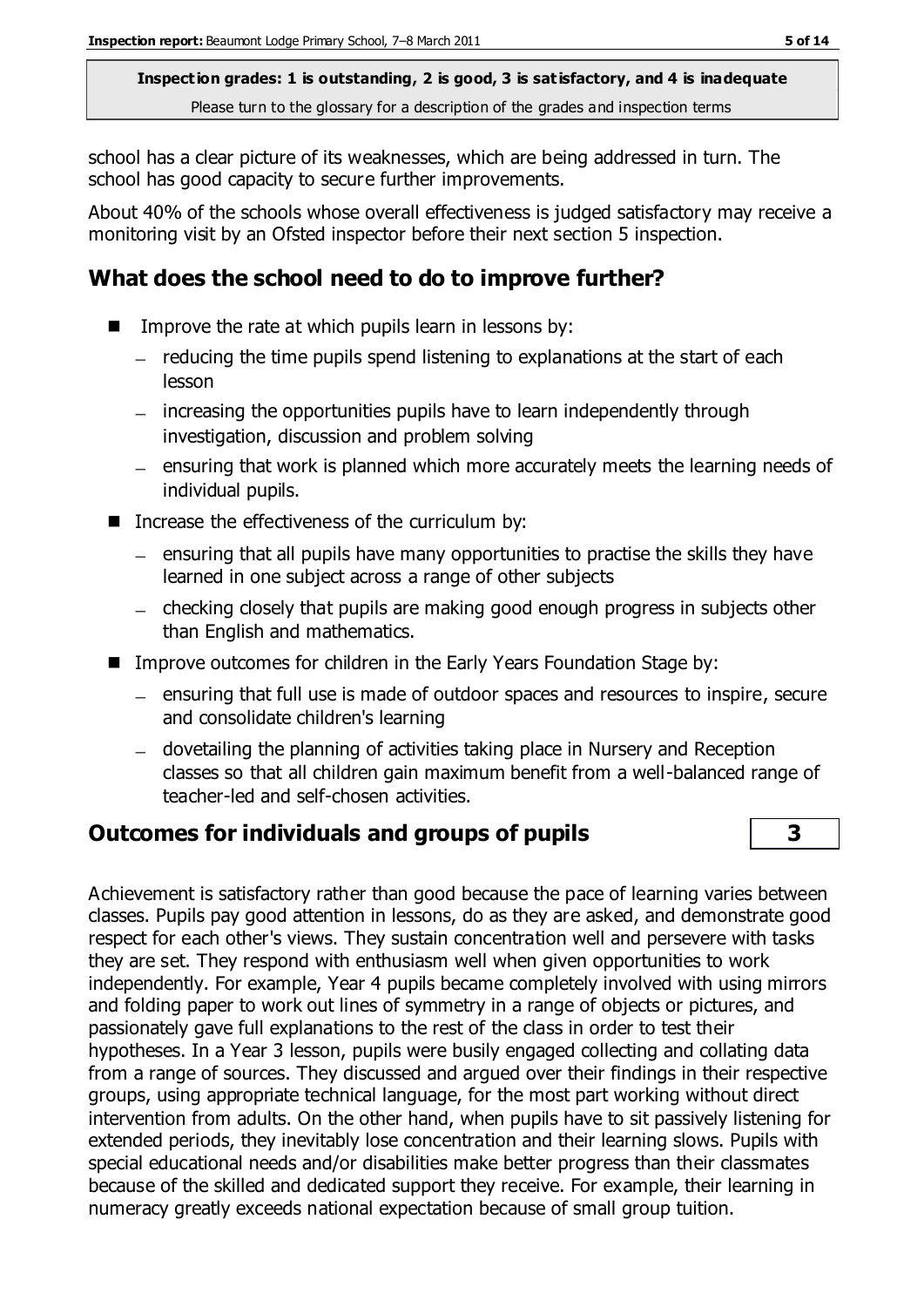school has a clear picture of its weaknesses, which are being addressed in turn. The school has good capacity to secure further improvements.

About 40% of the schools whose overall effectiveness is judged satisfactory may receive a monitoring visit by an Ofsted inspector before their next section 5 inspection.

## What does the school need to do to improve further?

- Improve the rate at which pupils learn in lessons by:
  - reducing the time pupils spend listening to explanations at the start of each lesson
  - increasing the opportunities pupils have to learn independently through investigation, discussion and problem solving
  - ensuring that work is planned which more accurately meets the learning needs of individual pupils.
- Increase the effectiveness of the curriculum by:
  - ensuring that all pupils have many opportunities to practise the skills they have learned in one subject across a range of other subjects
  - checking closely that pupils are making good enough progress in subjects other than English and mathematics.
- Improve outcomes for children in the Early Years Foundation Stage by:
  - ensuring that full use is made of outdoor spaces and resources to inspire, secure and consolidate children's learning
  - dovetailing the planning of activities taking place in Nursery and Reception classes so that all children gain maximum benefit from a well-balanced range of teacher-led and self-chosen activities.

## Outcomes for individuals and groups of pupils — 3

Achievement is satisfactory rather than good because the pace of learning varies between classes. Pupils pay good attention in lessons, do as they are asked, and demonstrate good respect for each other's views. They sustain concentration well and persevere with tasks they are set. They respond with enthusiasm well when given opportunities to work independently. For example, Year 4 pupils became completely involved with using mirrors and folding paper to work out lines of symmetry in a range of objects or pictures, and passionately gave full explanations to the rest of the class in order to test their hypotheses. In a Year 3 lesson, pupils were busily engaged collecting and collating data from a range of sources. They discussed and argued over their findings in their respective groups, using appropriate technical language, for the most part working without direct intervention from adults. On the other hand, when pupils have to sit passively listening for extended periods, they inevitably lose concentration and their learning slows. Pupils with special educational needs and/or disabilities make better progress than their classmates because of the skilled and dedicated support they receive. For example, their learning in numeracy greatly exceeds national expectation because of small group tuition.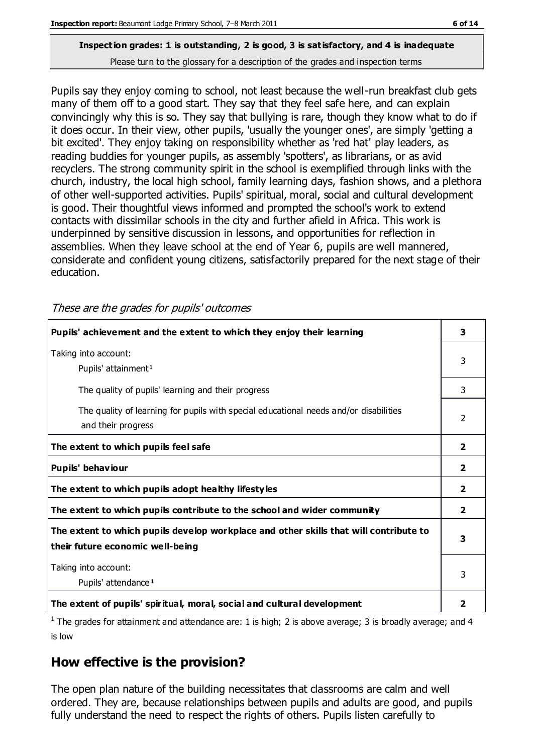**Inspection grades: 1 is outstanding, 2 is good, 3 is satisfactory, and 4 is inadequate**
Please turn to the glossary for a description of the grades and inspection terms

Pupils say they enjoy coming to school, not least because the well-run breakfast club gets many of them off to a good start. They say that they feel safe here, and can explain convincingly why this is so. They say that bullying is rare, though they know what to do if it does occur. In their view, other pupils, 'usually the younger ones', are simply 'getting a bit excited'. They enjoy taking on responsibility whether as 'red hat' play leaders, as reading buddies for younger pupils, as assembly 'spotters', as librarians, or as avid recyclers. The strong community spirit in the school is exemplified through links with the church, industry, the local high school, family learning days, fashion shows, and a plethora of other well-supported activities. Pupils' spiritual, moral, social and cultural development is good. Their thoughtful views informed and prompted the school's work to extend contacts with dissimilar schools in the city and further afield in Africa. This work is underpinned by sensitive discussion in lessons, and opportunities for reflection in assemblies. When they leave school at the end of Year 6, pupils are well mannered, considerate and confident young citizens, satisfactorily prepared for the next stage of their education.

*These are the grades for pupils' outcomes*

| | |
|---|---|
| **Pupils' achievement and the extent to which they enjoy their learning** | **3** |
| Taking into account: Pupils' attainment[1] | 3 |
| The quality of pupils' learning and their progress | 3 |
| The quality of learning for pupils with special educational needs and/or disabilities and their progress | 2 |
| **The extent to which pupils feel safe** | **2** |
| **Pupils' behaviour** | **2** |
| **The extent to which pupils adopt healthy lifestyles** | **2** |
| **The extent to which pupils contribute to the school and wider community** | **2** |
| **The extent to which pupils develop workplace and other skills that will contribute to their future economic well-being** | **3** |
| Taking into account: Pupils' attendance[1] | 3 |
| **The extent of pupils' spiritual, moral, social and cultural development** | **2** |

[1] The grades for attainment and attendance are: 1 is high; 2 is above average; 3 is broadly average; and 4 is low

## How effective is the provision?

The open plan nature of the building necessitates that classrooms are calm and well ordered. They are, because relationships between pupils and adults are good, and pupils fully understand the need to respect the rights of others. Pupils listen carefully to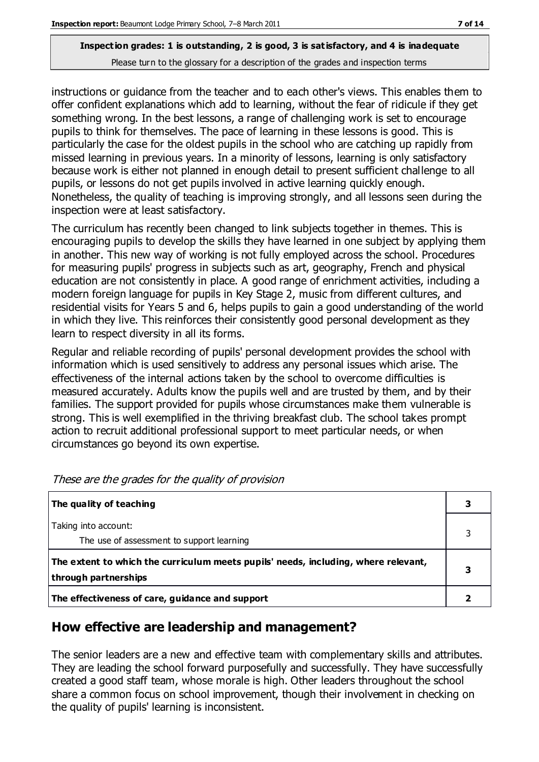**Inspection grades: 1 is outstanding, 2 is good, 3 is satisfactory, and 4 is inadequate**
Please turn to the glossary for a description of the grades and inspection terms

instructions or guidance from the teacher and to each other's views. This enables them to offer confident explanations which add to learning, without the fear of ridicule if they get something wrong. In the best lessons, a range of challenging work is set to encourage pupils to think for themselves. The pace of learning in these lessons is good. This is particularly the case for the oldest pupils in the school who are catching up rapidly from missed learning in previous years. In a minority of lessons, learning is only satisfactory because work is either not planned in enough detail to present sufficient challenge to all pupils, or lessons do not get pupils involved in active learning quickly enough. Nonetheless, the quality of teaching is improving strongly, and all lessons seen during the inspection were at least satisfactory.

The curriculum has recently been changed to link subjects together in themes. This is encouraging pupils to develop the skills they have learned in one subject by applying them in another. This new way of working is not fully employed across the school. Procedures for measuring pupils' progress in subjects such as art, geography, French and physical education are not consistently in place. A good range of enrichment activities, including a modern foreign language for pupils in Key Stage 2, music from different cultures, and residential visits for Years 5 and 6, helps pupils to gain a good understanding of the world in which they live. This reinforces their consistently good personal development as they learn to respect diversity in all its forms.

Regular and reliable recording of pupils' personal development provides the school with information which is used sensitively to address any personal issues which arise. The effectiveness of the internal actions taken by the school to overcome difficulties is measured accurately. Adults know the pupils well and are trusted by them, and by their families. The support provided for pupils whose circumstances make them vulnerable is strong. This is well exemplified in the thriving breakfast club. The school takes prompt action to recruit additional professional support to meet particular needs, or when circumstances go beyond its own expertise.

*These are the grades for the quality of provision*

| | |
|---|---|
| **The quality of teaching** | **3** |
| Taking into account:<br>The use of assessment to support learning | 3 |
| **The extent to which the curriculum meets pupils' needs, including, where relevant, through partnerships** | **3** |
| **The effectiveness of care, guidance and support** | **2** |

## How effective are leadership and management?

The senior leaders are a new and effective team with complementary skills and attributes. They are leading the school forward purposefully and successfully. They have successfully created a good staff team, whose morale is high. Other leaders throughout the school share a common focus on school improvement, though their involvement in checking on the quality of pupils' learning is inconsistent.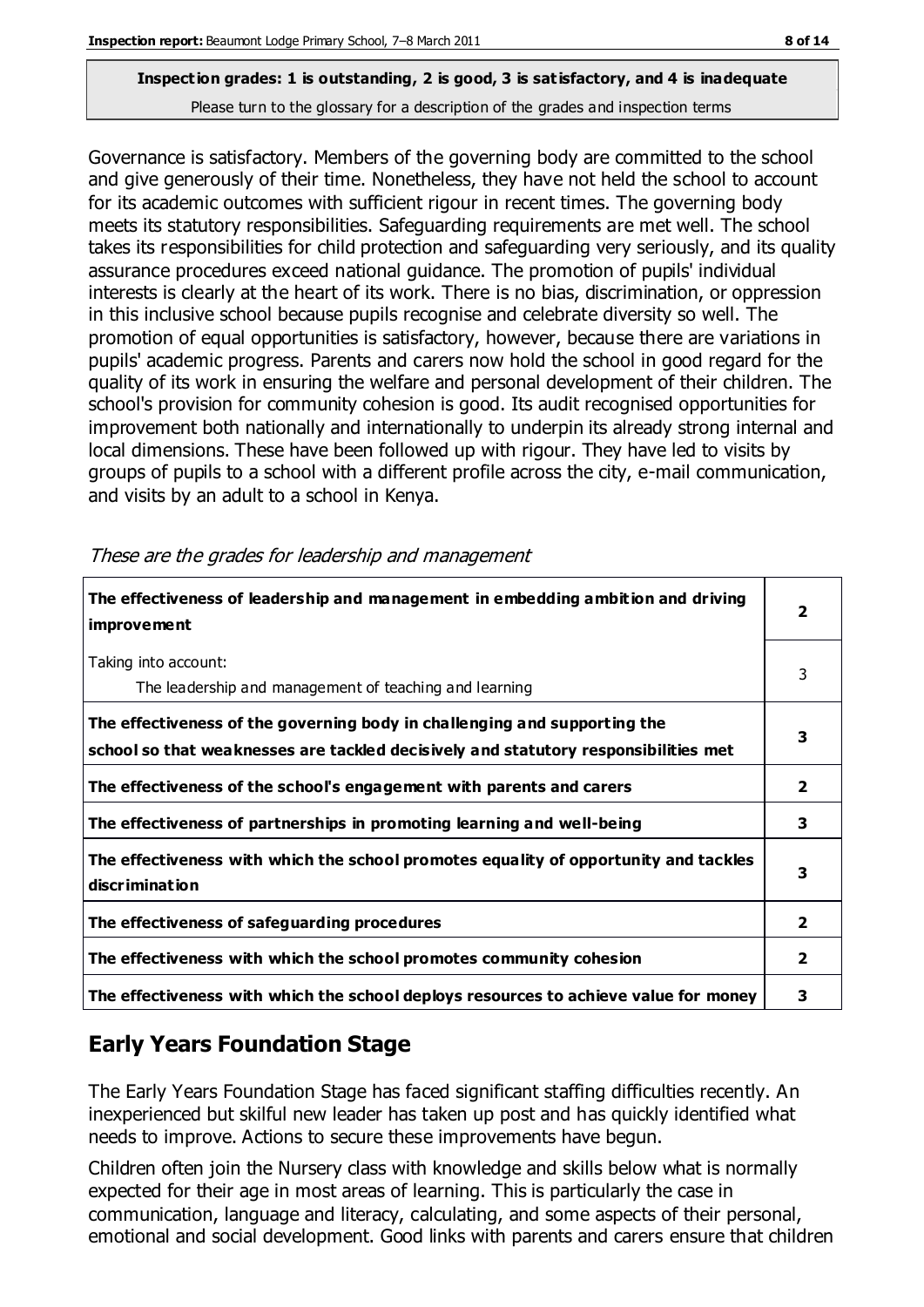**Inspection grades: 1 is outstanding, 2 is good, 3 is satisfactory, and 4 is inadequate**

Please turn to the glossary for a description of the grades and inspection terms

Governance is satisfactory. Members of the governing body are committed to the school and give generously of their time. Nonetheless, they have not held the school to account for its academic outcomes with sufficient rigour in recent times. The governing body meets its statutory responsibilities. Safeguarding requirements are met well. The school takes its responsibilities for child protection and safeguarding very seriously, and its quality assurance procedures exceed national guidance. The promotion of pupils' individual interests is clearly at the heart of its work. There is no bias, discrimination, or oppression in this inclusive school because pupils recognise and celebrate diversity so well. The promotion of equal opportunities is satisfactory, however, because there are variations in pupils' academic progress. Parents and carers now hold the school in good regard for the quality of its work in ensuring the welfare and personal development of their children. The school's provision for community cohesion is good. Its audit recognised opportunities for improvement both nationally and internationally to underpin its already strong internal and local dimensions. These have been followed up with rigour. They have led to visits by groups of pupils to a school with a different profile across the city, e-mail communication, and visits by an adult to a school in Kenya.

*These are the grades for leadership and management*

| | |
|---|---|
| **The effectiveness of leadership and management in embedding ambition and driving improvement** | **2** |
| Taking into account: The leadership and management of teaching and learning | 3 |
| **The effectiveness of the governing body in challenging and supporting the school so that weaknesses are tackled decisively and statutory responsibilities met** | **3** |
| **The effectiveness of the school's engagement with parents and carers** | **2** |
| **The effectiveness of partnerships in promoting learning and well-being** | **3** |
| **The effectiveness with which the school promotes equality of opportunity and tackles discrimination** | **3** |
| **The effectiveness of safeguarding procedures** | **2** |
| **The effectiveness with which the school promotes community cohesion** | **2** |
| **The effectiveness with which the school deploys resources to achieve value for money** | **3** |

## Early Years Foundation Stage

The Early Years Foundation Stage has faced significant staffing difficulties recently. An inexperienced but skilful new leader has taken up post and has quickly identified what needs to improve. Actions to secure these improvements have begun.

Children often join the Nursery class with knowledge and skills below what is normally expected for their age in most areas of learning. This is particularly the case in communication, language and literacy, calculating, and some aspects of their personal, emotional and social development. Good links with parents and carers ensure that children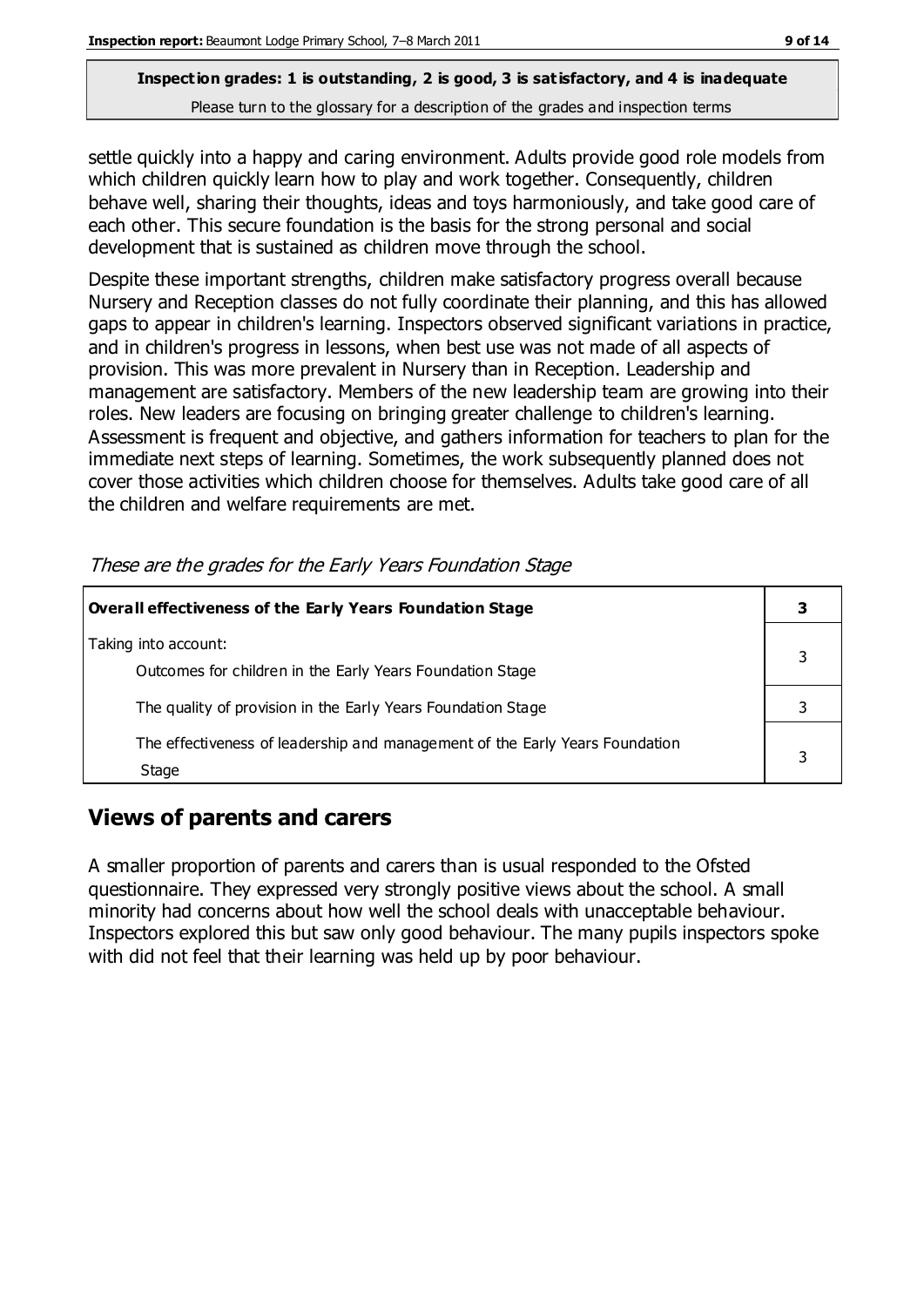**Inspection grades: 1 is outstanding, 2 is good, 3 is satisfactory, and 4 is inadequate**
Please turn to the glossary for a description of the grades and inspection terms

settle quickly into a happy and caring environment. Adults provide good role models from which children quickly learn how to play and work together. Consequently, children behave well, sharing their thoughts, ideas and toys harmoniously, and take good care of each other. This secure foundation is the basis for the strong personal and social development that is sustained as children move through the school.

Despite these important strengths, children make satisfactory progress overall because Nursery and Reception classes do not fully coordinate their planning, and this has allowed gaps to appear in children's learning. Inspectors observed significant variations in practice, and in children's progress in lessons, when best use was not made of all aspects of provision. This was more prevalent in Nursery than in Reception. Leadership and management are satisfactory. Members of the new leadership team are growing into their roles. New leaders are focusing on bringing greater challenge to children's learning. Assessment is frequent and objective, and gathers information for teachers to plan for the immediate next steps of learning. Sometimes, the work subsequently planned does not cover those activities which children choose for themselves. Adults take good care of all the children and welfare requirements are met.

*These are the grades for the Early Years Foundation Stage*

| | |
|---|---|
| **Overall effectiveness of the Early Years Foundation Stage** | **3** |
| Taking into account:<br>Outcomes for children in the Early Years Foundation Stage | 3 |
| The quality of provision in the Early Years Foundation Stage | 3 |
| The effectiveness of leadership and management of the Early Years Foundation Stage | 3 |

## Views of parents and carers

A smaller proportion of parents and carers than is usual responded to the Ofsted questionnaire. They expressed very strongly positive views about the school. A small minority had concerns about how well the school deals with unacceptable behaviour. Inspectors explored this but saw only good behaviour. The many pupils inspectors spoke with did not feel that their learning was held up by poor behaviour.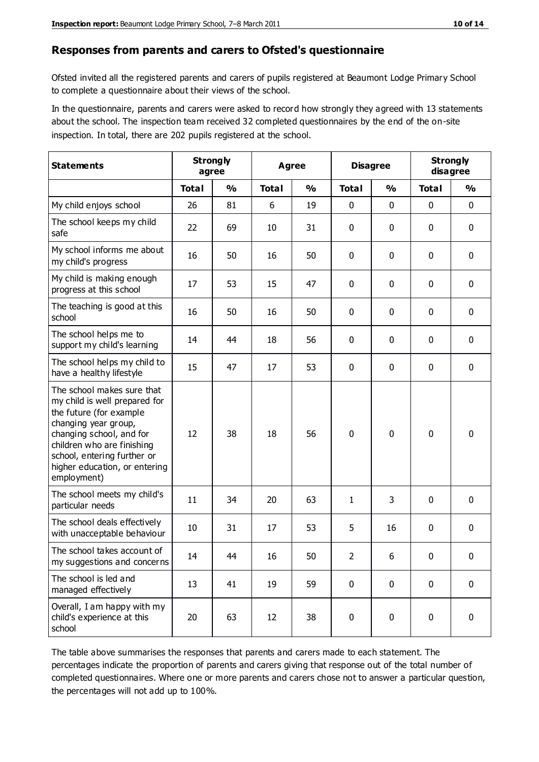## Responses from parents and carers to Ofsted's questionnaire

Ofsted invited all the registered parents and carers of pupils registered at Beaumont Lodge Primary School to complete a questionnaire about their views of the school.

In the questionnaire, parents and carers were asked to record how strongly they agreed with 13 statements about the school. The inspection team received 32 completed questionnaires by the end of the on-site inspection. In total, there are 202 pupils registered at the school.

| Statements | Strongly agree | | Agree | | Disagree | | Strongly disagree | |
|---|---|---|---|---|---|---|---|---|
| | Total | % | Total | % | Total | % | Total | % |
| My child enjoys school | 26 | 81 | 6 | 19 | 0 | 0 | 0 | 0 |
| The school keeps my child safe | 22 | 69 | 10 | 31 | 0 | 0 | 0 | 0 |
| My school informs me about my child's progress | 16 | 50 | 16 | 50 | 0 | 0 | 0 | 0 |
| My child is making enough progress at this school | 17 | 53 | 15 | 47 | 0 | 0 | 0 | 0 |
| The teaching is good at this school | 16 | 50 | 16 | 50 | 0 | 0 | 0 | 0 |
| The school helps me to support my child's learning | 14 | 44 | 18 | 56 | 0 | 0 | 0 | 0 |
| The school helps my child to have a healthy lifestyle | 15 | 47 | 17 | 53 | 0 | 0 | 0 | 0 |
| The school makes sure that my child is well prepared for the future (for example changing year group, changing school, and for children who are finishing school, entering further or higher education, or entering employment) | 12 | 38 | 18 | 56 | 0 | 0 | 0 | 0 |
| The school meets my child's particular needs | 11 | 34 | 20 | 63 | 1 | 3 | 0 | 0 |
| The school deals effectively with unacceptable behaviour | 10 | 31 | 17 | 53 | 5 | 16 | 0 | 0 |
| The school takes account of my suggestions and concerns | 14 | 44 | 16 | 50 | 2 | 6 | 0 | 0 |
| The school is led and managed effectively | 13 | 41 | 19 | 59 | 0 | 0 | 0 | 0 |
| Overall, I am happy with my child's experience at this school | 20 | 63 | 12 | 38 | 0 | 0 | 0 | 0 |

The table above summarises the responses that parents and carers made to each statement. The percentages indicate the proportion of parents and carers giving that response out of the total number of completed questionnaires. Where one or more parents and carers chose not to answer a particular question, the percentages will not add up to 100%.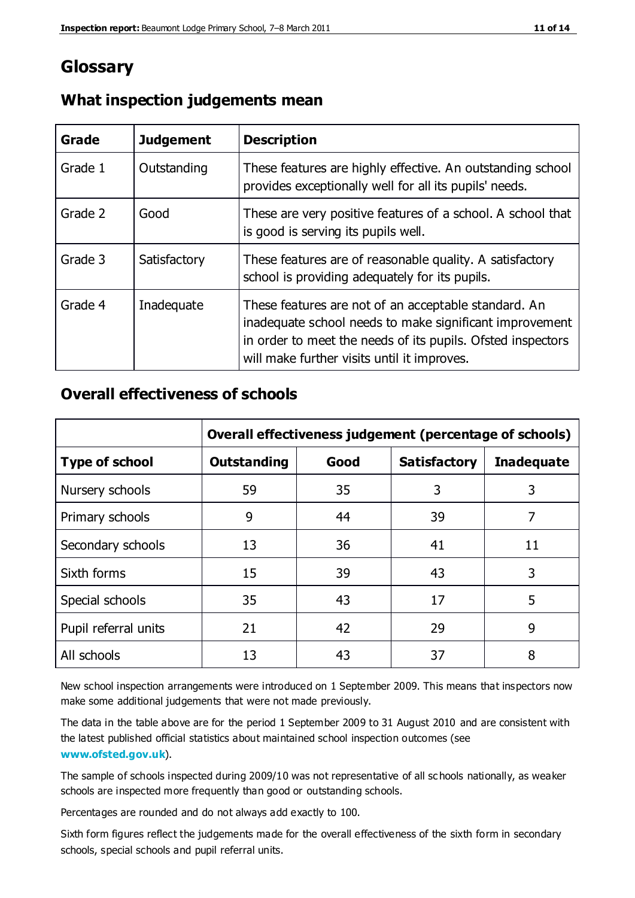# Glossary

## What inspection judgements mean

| Grade | Judgement | Description |
| --- | --- | --- |
| Grade 1 | Outstanding | These features are highly effective. An outstanding school provides exceptionally well for all its pupils' needs. |
| Grade 2 | Good | These are very positive features of a school. A school that is good is serving its pupils well. |
| Grade 3 | Satisfactory | These features are of reasonable quality. A satisfactory school is providing adequately for its pupils. |
| Grade 4 | Inadequate | These features are not of an acceptable standard. An inadequate school needs to make significant improvement in order to meet the needs of its pupils. Ofsted inspectors will make further visits until it improves. |

## Overall effectiveness of schools

| | Overall effectiveness judgement (percentage of schools) | | | |
| --- | --- | --- | --- | --- |
| **Type of school** | **Outstanding** | **Good** | **Satisfactory** | **Inadequate** |
| Nursery schools | 59 | 35 | 3 | 3 |
| Primary schools | 9 | 44 | 39 | 7 |
| Secondary schools | 13 | 36 | 41 | 11 |
| Sixth forms | 15 | 39 | 43 | 3 |
| Special schools | 35 | 43 | 17 | 5 |
| Pupil referral units | 21 | 42 | 29 | 9 |
| All schools | 13 | 43 | 37 | 8 |

New school inspection arrangements were introduced on 1 September 2009. This means that inspectors now make some additional judgements that were not made previously.

The data in the table above are for the period 1 September 2009 to 31 August 2010 and are consistent with the latest published official statistics about maintained school inspection outcomes (see **www.ofsted.gov.uk**).

The sample of schools inspected during 2009/10 was not representative of all schools nationally, as weaker schools are inspected more frequently than good or outstanding schools.

Percentages are rounded and do not always add exactly to 100.

Sixth form figures reflect the judgements made for the overall effectiveness of the sixth form in secondary schools, special schools and pupil referral units.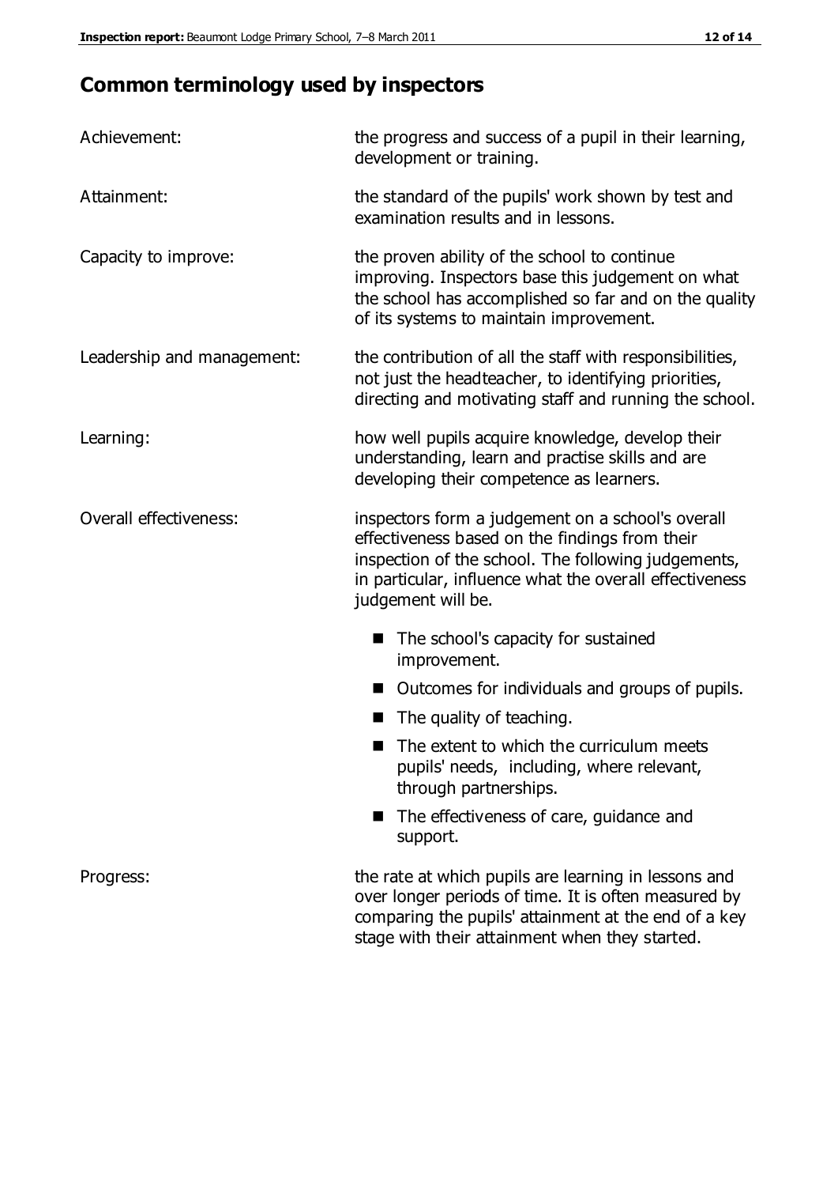## Common terminology used by inspectors

| | |
|---|---|
| Achievement: | the progress and success of a pupil in their learning, development or training. |
| Attainment: | the standard of the pupils' work shown by test and examination results and in lessons. |
| Capacity to improve: | the proven ability of the school to continue improving. Inspectors base this judgement on what the school has accomplished so far and on the quality of its systems to maintain improvement. |
| Leadership and management: | the contribution of all the staff with responsibilities, not just the headteacher, to identifying priorities, directing and motivating staff and running the school. |
| Learning: | how well pupils acquire knowledge, develop their understanding, learn and practise skills and are developing their competence as learners. |
| Overall effectiveness: | inspectors form a judgement on a school's overall effectiveness based on the findings from their inspection of the school. The following judgements, in particular, influence what the overall effectiveness judgement will be.<br>■ The school's capacity for sustained improvement.<br>■ Outcomes for individuals and groups of pupils.<br>■ The quality of teaching.<br>■ The extent to which the curriculum meets pupils' needs, including, where relevant, through partnerships.<br>■ The effectiveness of care, guidance and support. |
| Progress: | the rate at which pupils are learning in lessons and over longer periods of time. It is often measured by comparing the pupils' attainment at the end of a key stage with their attainment when they started. |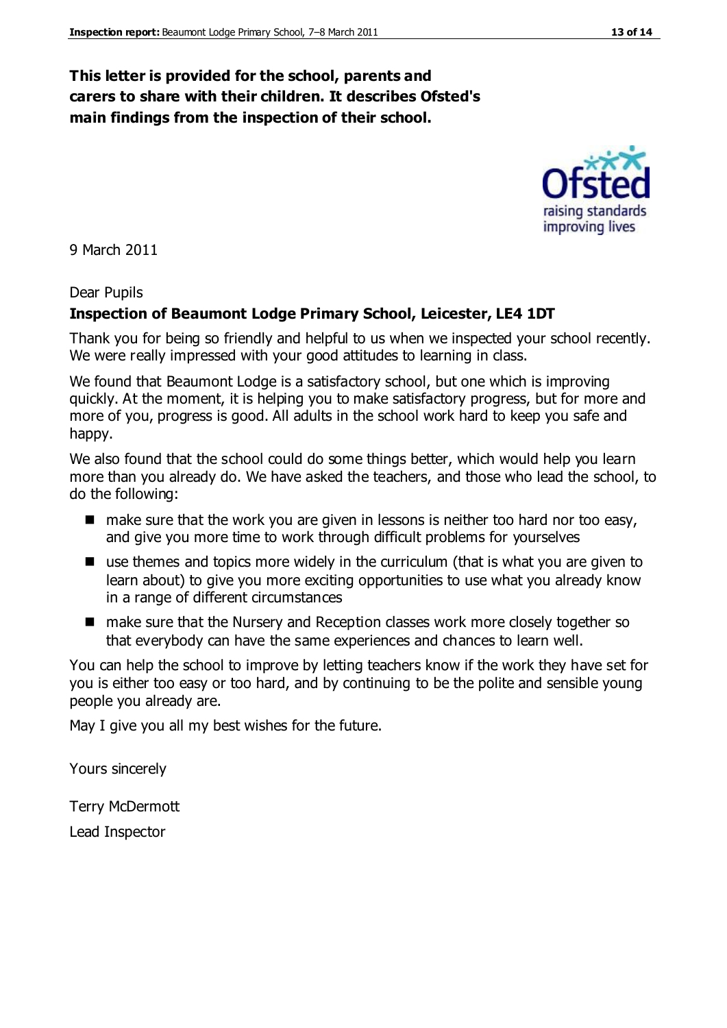**This letter is provided for the school, parents and carers to share with their children. It describes Ofsted's main findings from the inspection of their school.**

9 March 2011

Dear Pupils

**Inspection of Beaumont Lodge Primary School, Leicester, LE4 1DT**

Thank you for being so friendly and helpful to us when we inspected your school recently. We were really impressed with your good attitudes to learning in class.

We found that Beaumont Lodge is a satisfactory school, but one which is improving quickly. At the moment, it is helping you to make satisfactory progress, but for more and more of you, progress is good. All adults in the school work hard to keep you safe and happy.

We also found that the school could do some things better, which would help you learn more than you already do. We have asked the teachers, and those who lead the school, to do the following:

- make sure that the work you are given in lessons is neither too hard nor too easy, and give you more time to work through difficult problems for yourselves
- use themes and topics more widely in the curriculum (that is what you are given to learn about) to give you more exciting opportunities to use what you already know in a range of different circumstances
- make sure that the Nursery and Reception classes work more closely together so that everybody can have the same experiences and chances to learn well.

You can help the school to improve by letting teachers know if the work they have set for you is either too easy or too hard, and by continuing to be the polite and sensible young people you already are.

May I give you all my best wishes for the future.

Yours sincerely

Terry McDermott

Lead Inspector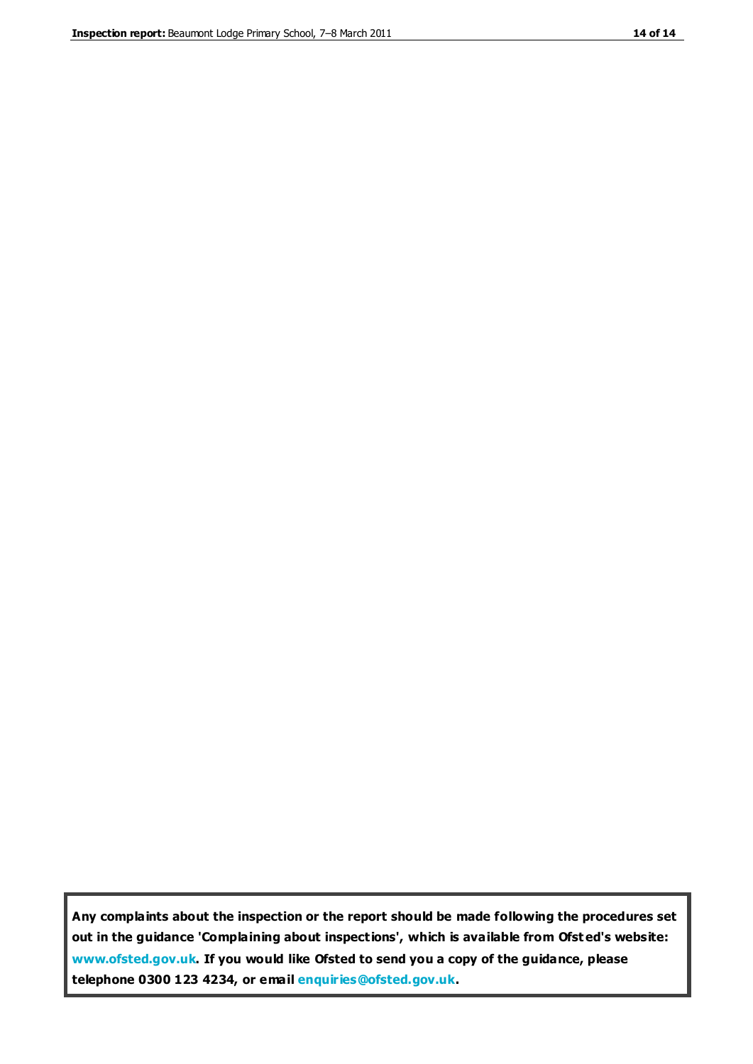**Any complaints about the inspection or the report should be made following the procedures set out in the guidance 'Complaining about inspections', which is available from Ofsted's website: www.ofsted.gov.uk. If you would like Ofsted to send you a copy of the guidance, please telephone 0300 123 4234, or email enquiries@ofsted.gov.uk.**